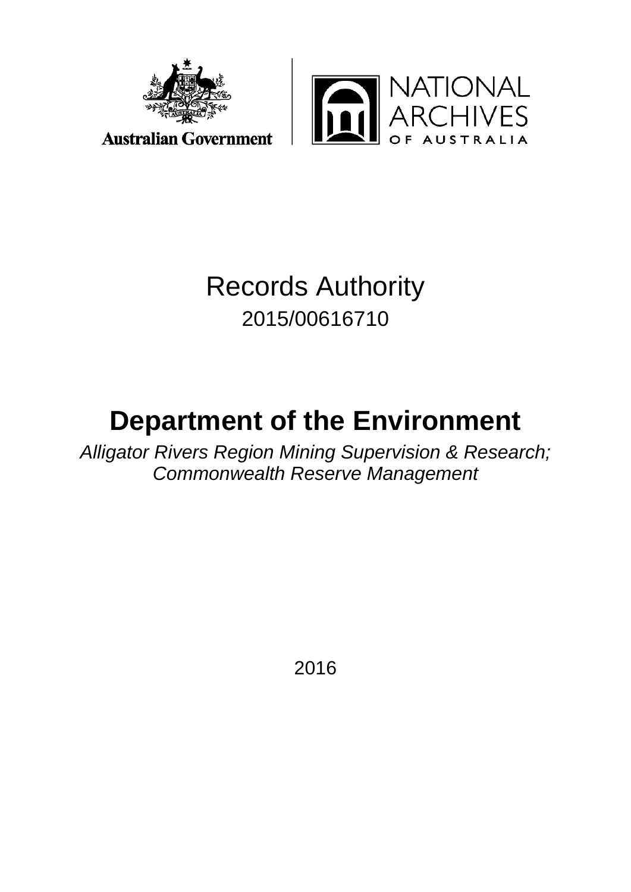Australian Government

NATIONAL ARCHIVES OF AUSTRALIA

Records Authority

2015/00616710

# Department of the Environment

*Alligator Rivers Region Mining Supervision & Research; Commonwealth Reserve Management*

2016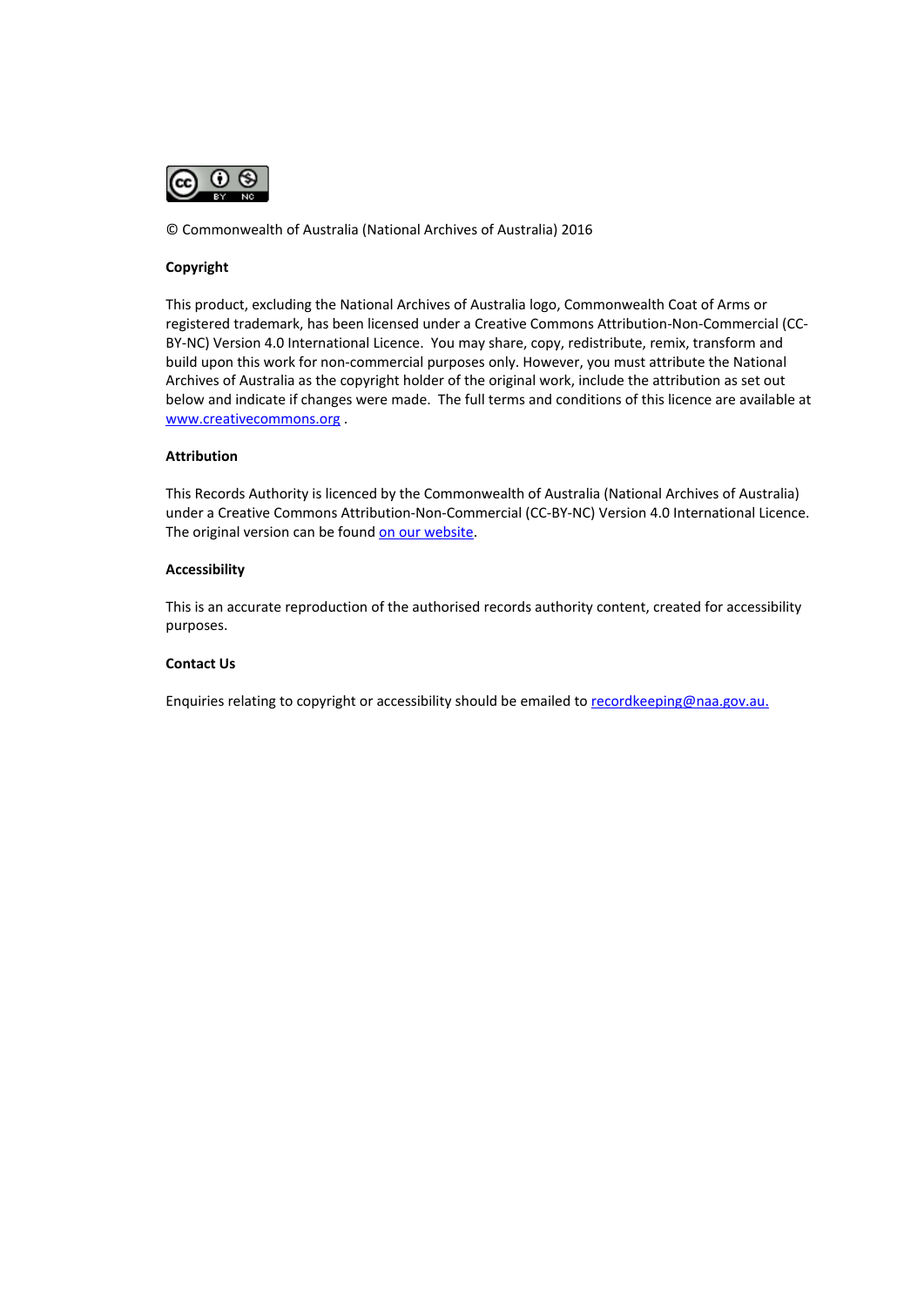© Commonwealth of Australia (National Archives of Australia) 2016

**Copyright**

This product, excluding the National Archives of Australia logo, Commonwealth Coat of Arms or registered trademark, has been licensed under a Creative Commons Attribution-Non-Commercial (CC-BY-NC) Version 4.0 International Licence. You may share, copy, redistribute, remix, transform and build upon this work for non-commercial purposes only. However, you must attribute the National Archives of Australia as the copyright holder of the original work, include the attribution as set out below and indicate if changes were made. The full terms and conditions of this licence are available at [www.creativecommons.org](http://www.creativecommons.org) .

**Attribution**

This Records Authority is licenced by the Commonwealth of Australia (National Archives of Australia) under a Creative Commons Attribution-Non-Commercial (CC-BY-NC) Version 4.0 International Licence. The original version can be found on our website.

**Accessibility**

This is an accurate reproduction of the authorised records authority content, created for accessibility purposes.

**Contact Us**

Enquiries relating to copyright or accessibility should be emailed to [recordkeeping@naa.gov.au.](mailto:recordkeeping@naa.gov.au)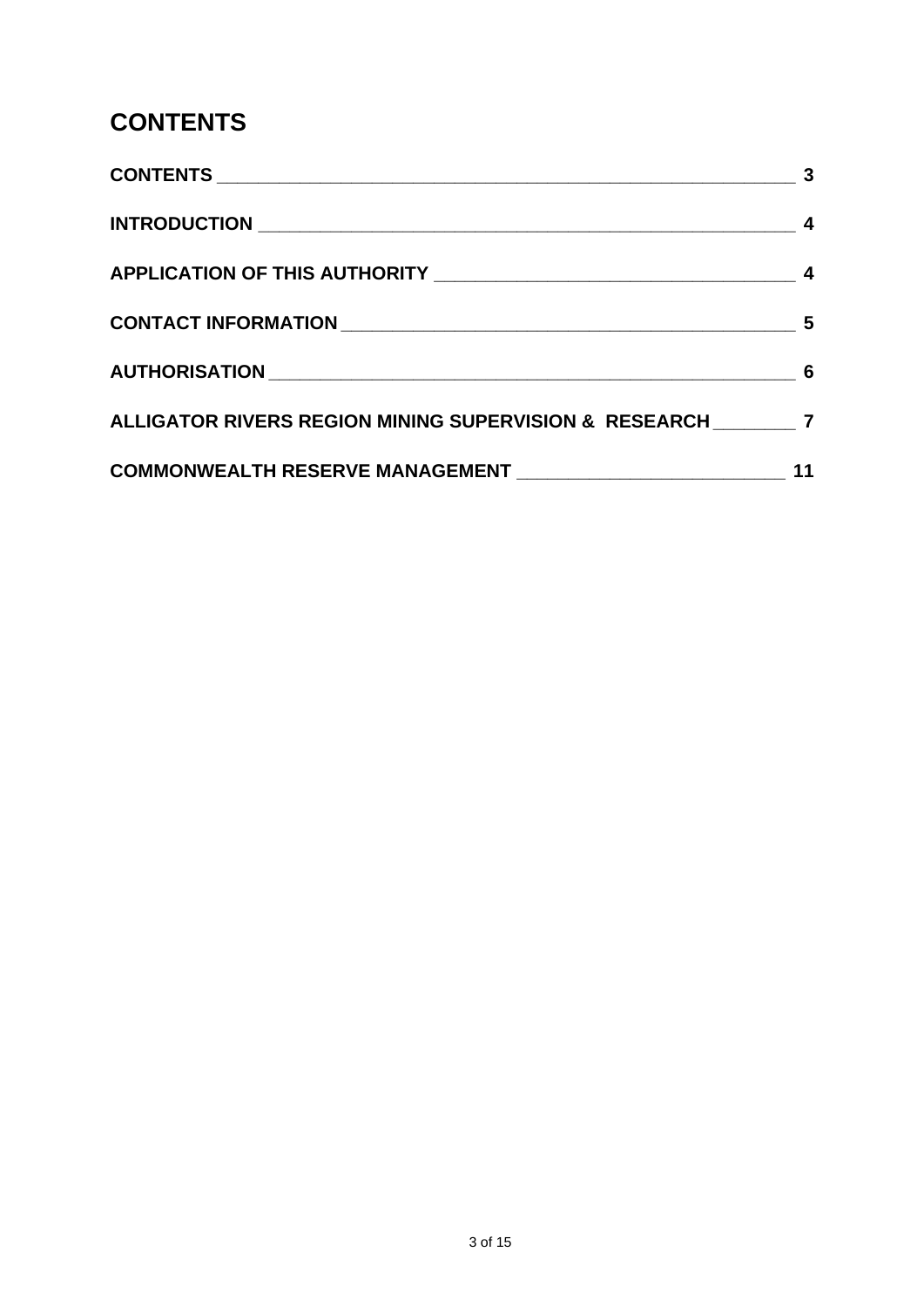# CONTENTS

| | |
|---|---|
| **CONTENTS** | **3** |
| **INTRODUCTION** | **4** |
| **APPLICATION OF THIS AUTHORITY** | **4** |
| **CONTACT INFORMATION** | **5** |
| **AUTHORISATION** | **6** |
| **ALLIGATOR RIVERS REGION MINING SUPERVISION & RESEARCH** | **7** |
| **COMMONWEALTH RESERVE MANAGEMENT** | **11** |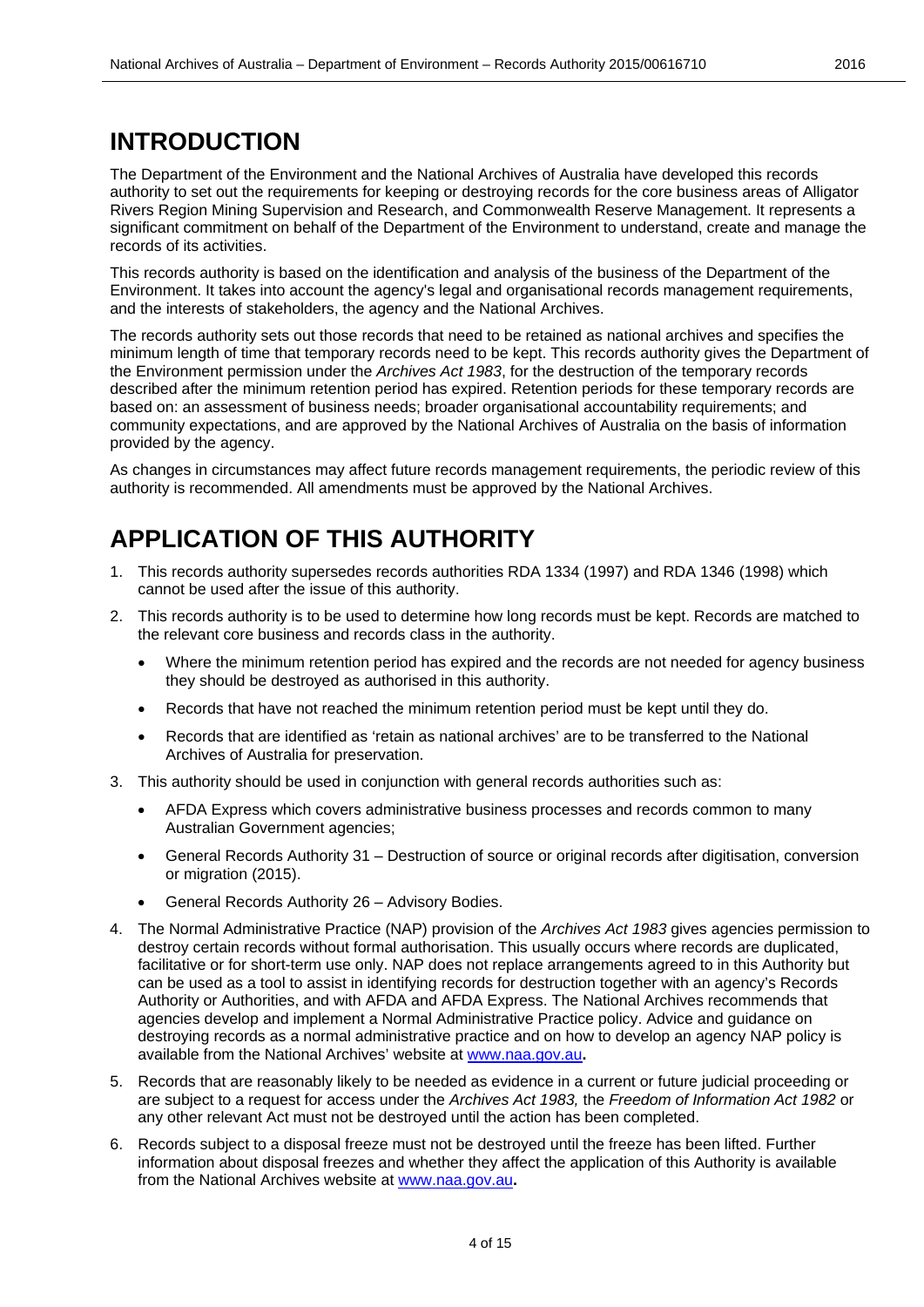# INTRODUCTION

The Department of the Environment and the National Archives of Australia have developed this records authority to set out the requirements for keeping or destroying records for the core business areas of Alligator Rivers Region Mining Supervision and Research, and Commonwealth Reserve Management. It represents a significant commitment on behalf of the Department of the Environment to understand, create and manage the records of its activities.

This records authority is based on the identification and analysis of the business of the Department of the Environment. It takes into account the agency's legal and organisational records management requirements, and the interests of stakeholders, the agency and the National Archives.

The records authority sets out those records that need to be retained as national archives and specifies the minimum length of time that temporary records need to be kept. This records authority gives the Department of the Environment permission under the *Archives Act 1983*, for the destruction of the temporary records described after the minimum retention period has expired. Retention periods for these temporary records are based on: an assessment of business needs; broader organisational accountability requirements; and community expectations, and are approved by the National Archives of Australia on the basis of information provided by the agency.

As changes in circumstances may affect future records management requirements, the periodic review of this authority is recommended. All amendments must be approved by the National Archives.

# APPLICATION OF THIS AUTHORITY

1. This records authority supersedes records authorities RDA 1334 (1997) and RDA 1346 (1998) which cannot be used after the issue of this authority.
2. This records authority is to be used to determine how long records must be kept. Records are matched to the relevant core business and records class in the authority.
   - Where the minimum retention period has expired and the records are not needed for agency business they should be destroyed as authorised in this authority.
   - Records that have not reached the minimum retention period must be kept until they do.
   - Records that are identified as 'retain as national archives' are to be transferred to the National Archives of Australia for preservation.
3. This authority should be used in conjunction with general records authorities such as:
   - AFDA Express which covers administrative business processes and records common to many Australian Government agencies;
   - General Records Authority 31 – Destruction of source or original records after digitisation, conversion or migration (2015).
   - General Records Authority 26 – Advisory Bodies.
4. The Normal Administrative Practice (NAP) provision of the *Archives Act 1983* gives agencies permission to destroy certain records without formal authorisation. This usually occurs where records are duplicated, facilitative or for short-term use only. NAP does not replace arrangements agreed to in this Authority but can be used as a tool to assist in identifying records for destruction together with an agency's Records Authority or Authorities, and with AFDA and AFDA Express. The National Archives recommends that agencies develop and implement a Normal Administrative Practice policy. Advice and guidance on destroying records as a normal administrative practice and on how to develop an agency NAP policy is available from the National Archives' website at www.naa.gov.au**.**
5. Records that are reasonably likely to be needed as evidence in a current or future judicial proceeding or are subject to a request for access under the *Archives Act 1983,* the *Freedom of Information Act 1982* or any other relevant Act must not be destroyed until the action has been completed.
6. Records subject to a disposal freeze must not be destroyed until the freeze has been lifted. Further information about disposal freezes and whether they affect the application of this Authority is available from the National Archives website at www.naa.gov.au**.**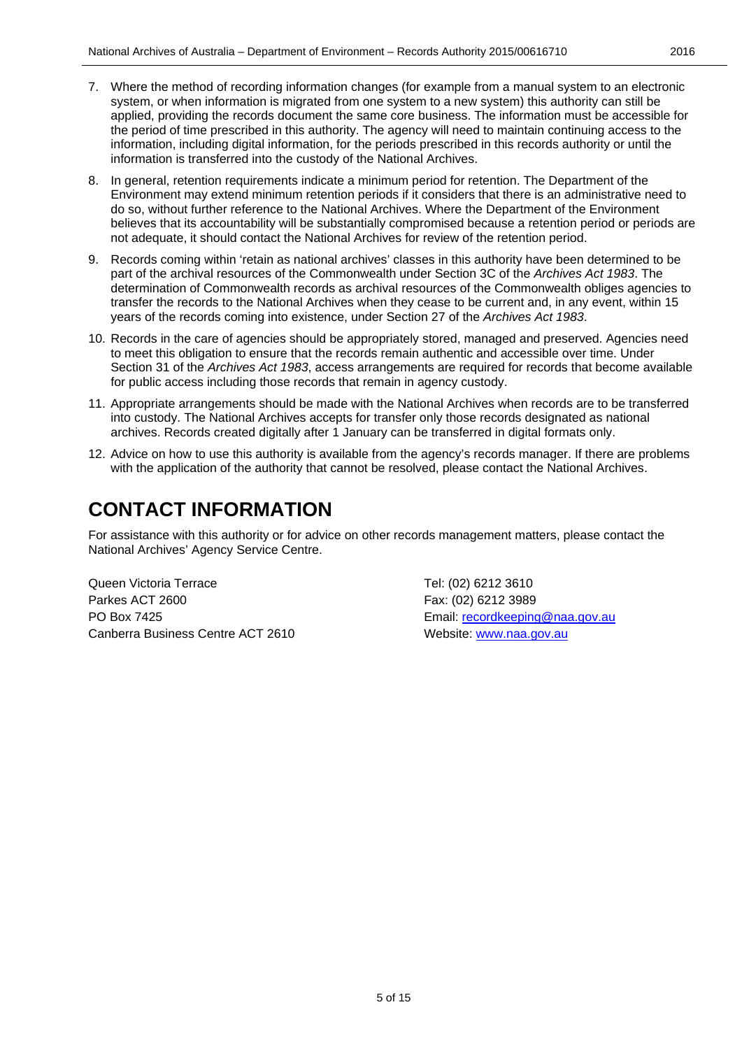7. Where the method of recording information changes (for example from a manual system to an electronic system, or when information is migrated from one system to a new system) this authority can still be applied, providing the records document the same core business. The information must be accessible for the period of time prescribed in this authority. The agency will need to maintain continuing access to the information, including digital information, for the periods prescribed in this records authority or until the information is transferred into the custody of the National Archives.
8. In general, retention requirements indicate a minimum period for retention. The Department of the Environment may extend minimum retention periods if it considers that there is an administrative need to do so, without further reference to the National Archives. Where the Department of the Environment believes that its accountability will be substantially compromised because a retention period or periods are not adequate, it should contact the National Archives for review of the retention period.
9. Records coming within 'retain as national archives' classes in this authority have been determined to be part of the archival resources of the Commonwealth under Section 3C of the *Archives Act 1983*. The determination of Commonwealth records as archival resources of the Commonwealth obliges agencies to transfer the records to the National Archives when they cease to be current and, in any event, within 15 years of the records coming into existence, under Section 27 of the *Archives Act 1983*.
10. Records in the care of agencies should be appropriately stored, managed and preserved. Agencies need to meet this obligation to ensure that the records remain authentic and accessible over time. Under Section 31 of the *Archives Act 1983*, access arrangements are required for records that become available for public access including those records that remain in agency custody.
11. Appropriate arrangements should be made with the National Archives when records are to be transferred into custody. The National Archives accepts for transfer only those records designated as national archives. Records created digitally after 1 January can be transferred in digital formats only.
12. Advice on how to use this authority is available from the agency's records manager. If there are problems with the application of the authority that cannot be resolved, please contact the National Archives.

# CONTACT INFORMATION

For assistance with this authority or for advice on other records management matters, please contact the National Archives' Agency Service Centre.

Queen Victoria Terrace
Parkes ACT 2600
PO Box 7425
Canberra Business Centre ACT 2610

Tel: (02) 6212 3610
Fax: (02) 6212 3989
Email: recordkeeping@naa.gov.au
Website: www.naa.gov.au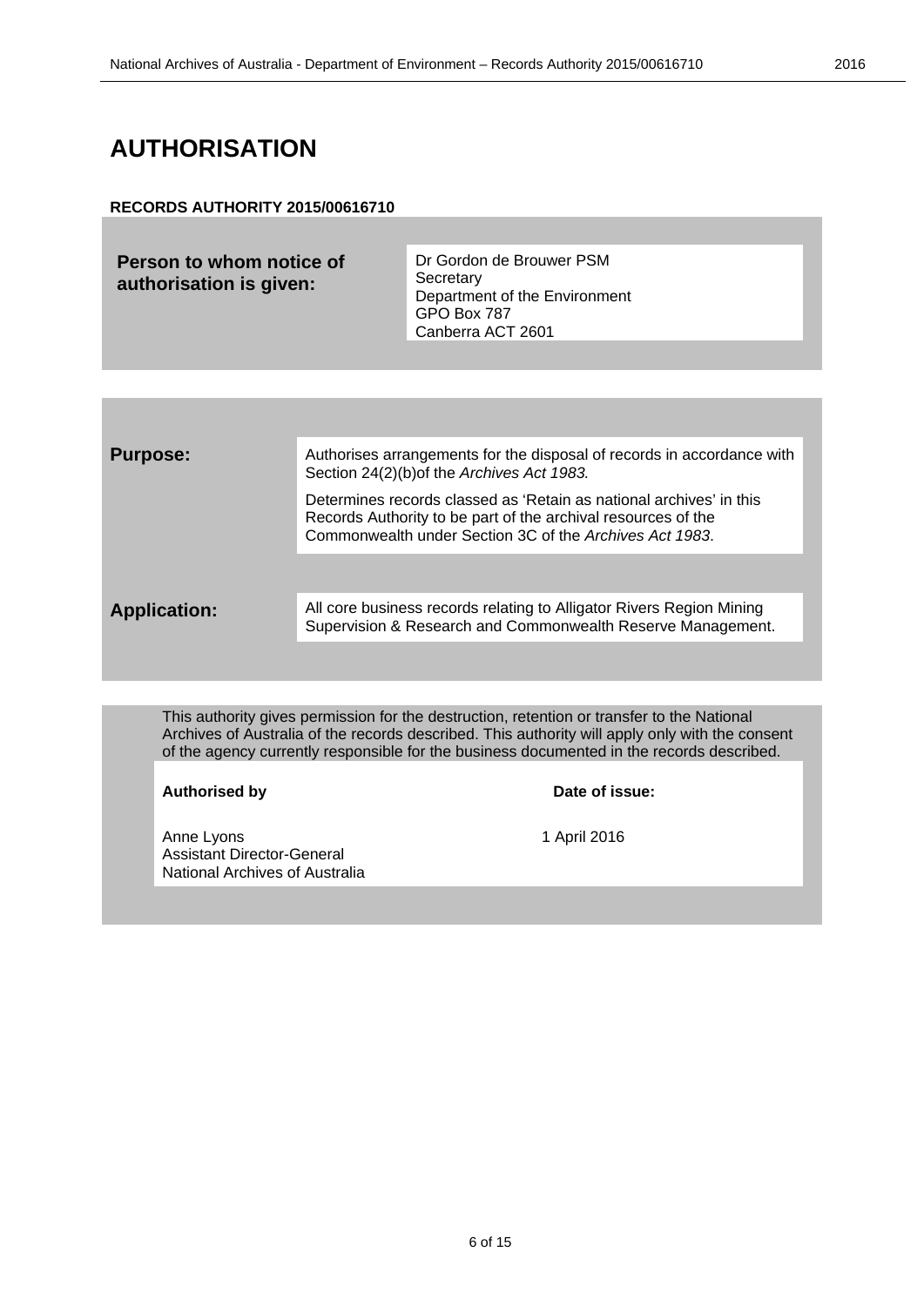# AUTHORISATION

**RECORDS AUTHORITY 2015/00616710**

| **Person to whom notice of authorisation is given:** | Dr Gordon de Brouwer PSM<br>Secretary<br>Department of the Environment<br>GPO Box 787<br>Canberra ACT 2601 |
|---|---|

| | |
|---|---|
| **Purpose:** | Authorises arrangements for the disposal of records in accordance with Section 24(2)(b)of the *Archives Act 1983.*<br><br>Determines records classed as 'Retain as national archives' in this Records Authority to be part of the archival resources of the Commonwealth under Section 3C of the *Archives Act 1983*. |
| **Application:** | All core business records relating to Alligator Rivers Region Mining Supervision & Research and Commonwealth Reserve Management. |

This authority gives permission for the destruction, retention or transfer to the National Archives of Australia of the records described. This authority will apply only with the consent of the agency currently responsible for the business documented in the records described.

| **Authorised by** | **Date of issue:** |
|---|---|
| Anne Lyons<br>Assistant Director-General<br>National Archives of Australia | 1 April 2016 |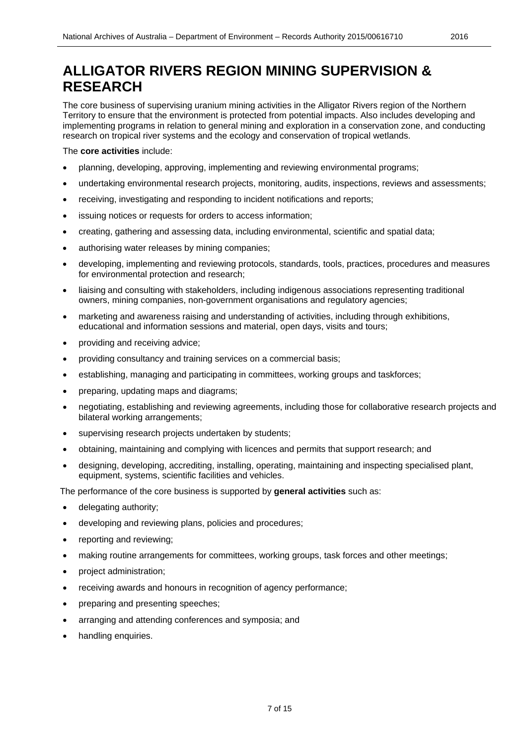# ALLIGATOR RIVERS REGION MINING SUPERVISION & RESEARCH

The core business of supervising uranium mining activities in the Alligator Rivers region of the Northern Territory to ensure that the environment is protected from potential impacts. Also includes developing and implementing programs in relation to general mining and exploration in a conservation zone, and conducting research on tropical river systems and the ecology and conservation of tropical wetlands.

The **core activities** include:

- planning, developing, approving, implementing and reviewing environmental programs;
- undertaking environmental research projects, monitoring, audits, inspections, reviews and assessments;
- receiving, investigating and responding to incident notifications and reports;
- issuing notices or requests for orders to access information;
- creating, gathering and assessing data, including environmental, scientific and spatial data;
- authorising water releases by mining companies;
- developing, implementing and reviewing protocols, standards, tools, practices, procedures and measures for environmental protection and research;
- liaising and consulting with stakeholders, including indigenous associations representing traditional owners, mining companies, non-government organisations and regulatory agencies;
- marketing and awareness raising and understanding of activities, including through exhibitions, educational and information sessions and material, open days, visits and tours;
- providing and receiving advice;
- providing consultancy and training services on a commercial basis;
- establishing, managing and participating in committees, working groups and taskforces;
- preparing, updating maps and diagrams;
- negotiating, establishing and reviewing agreements, including those for collaborative research projects and bilateral working arrangements;
- supervising research projects undertaken by students;
- obtaining, maintaining and complying with licences and permits that support research; and
- designing, developing, accrediting, installing, operating, maintaining and inspecting specialised plant, equipment, systems, scientific facilities and vehicles.

The performance of the core business is supported by **general activities** such as:

- delegating authority;
- developing and reviewing plans, policies and procedures;
- reporting and reviewing;
- making routine arrangements for committees, working groups, task forces and other meetings;
- project administration;
- receiving awards and honours in recognition of agency performance;
- preparing and presenting speeches;
- arranging and attending conferences and symposia; and
- handling enquiries.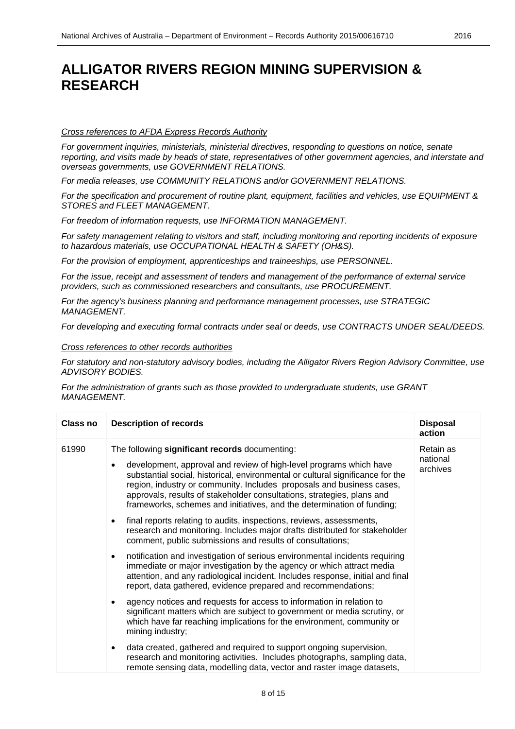# ALLIGATOR RIVERS REGION MINING SUPERVISION & RESEARCH

*Cross references to AFDA Express Records Authority*

*For government inquiries, ministerials, ministerial directives, responding to questions on notice, senate reporting, and visits made by heads of state, representatives of other government agencies, and interstate and overseas governments, use GOVERNMENT RELATIONS.*

*For media releases, use COMMUNITY RELATIONS and/or GOVERNMENT RELATIONS.*

*For the specification and procurement of routine plant, equipment, facilities and vehicles, use EQUIPMENT & STORES and FLEET MANAGEMENT.*

*For freedom of information requests, use INFORMATION MANAGEMENT.*

*For safety management relating to visitors and staff, including monitoring and reporting incidents of exposure to hazardous materials, use OCCUPATIONAL HEALTH & SAFETY (OH&S).*

*For the provision of employment, apprenticeships and traineeships, use PERSONNEL.*

*For the issue, receipt and assessment of tenders and management of the performance of external service providers, such as commissioned researchers and consultants, use PROCUREMENT.*

*For the agency's business planning and performance management processes, use STRATEGIC MANAGEMENT.*

*For developing and executing formal contracts under seal or deeds, use CONTRACTS UNDER SEAL/DEEDS.*

*Cross references to other records authorities*

*For statutory and non-statutory advisory bodies, including the Alligator Rivers Region Advisory Committee, use ADVISORY BODIES.*

*For the administration of grants such as those provided to undergraduate students, use GRANT MANAGEMENT.*

| Class no | Description of records | Disposal action |
|---|---|---|
| 61990 | The following **significant records** documenting:<br>• development, approval and review of high-level programs which have substantial social, historical, environmental or cultural significance for the region, industry or community. Includes proposals and business cases, approvals, results of stakeholder consultations, strategies, plans and frameworks, schemes and initiatives, and the determination of funding;<br>• final reports relating to audits, inspections, reviews, assessments, research and monitoring. Includes major drafts distributed for stakeholder comment, public submissions and results of consultations;<br>• notification and investigation of serious environmental incidents requiring immediate or major investigation by the agency or which attract media attention, and any radiological incident. Includes response, initial and final report, data gathered, evidence prepared and recommendations;<br>• agency notices and requests for access to information in relation to significant matters which are subject to government or media scrutiny, or which have far reaching implications for the environment, community or mining industry;<br>• data created, gathered and required to support ongoing supervision, research and monitoring activities. Includes photographs, sampling data, remote sensing data, modelling data, vector and raster image datasets, | Retain as national archives |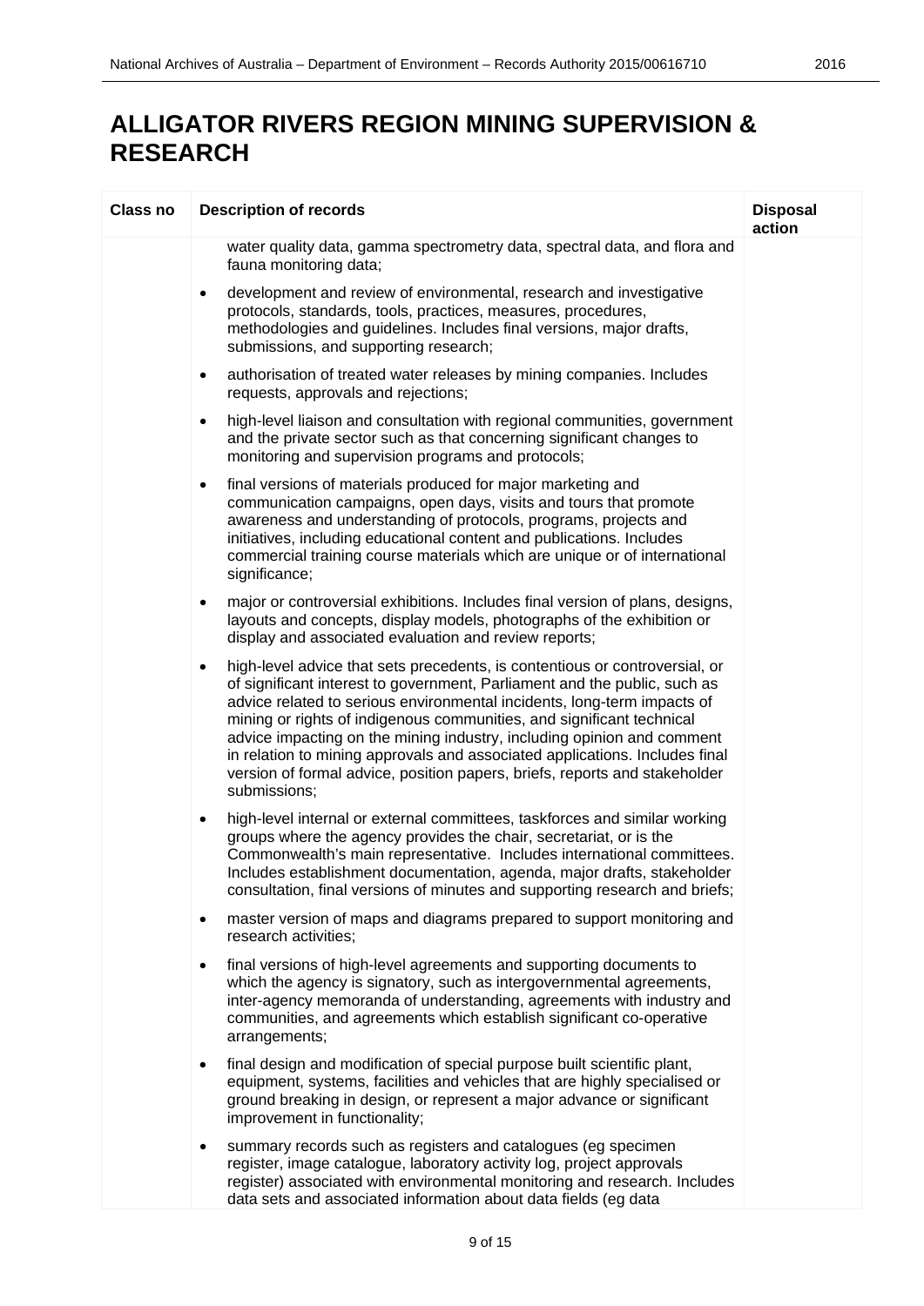# ALLIGATOR RIVERS REGION MINING SUPERVISION & RESEARCH

| Class no | Description of records | Disposal action |
|---|---|---|
| | water quality data, gamma spectrometry data, spectral data, and flora and fauna monitoring data;<br>• development and review of environmental, research and investigative protocols, standards, tools, practices, measures, procedures, methodologies and guidelines. Includes final versions, major drafts, submissions, and supporting research;<br>• authorisation of treated water releases by mining companies. Includes requests, approvals and rejections;<br>• high-level liaison and consultation with regional communities, government and the private sector such as that concerning significant changes to monitoring and supervision programs and protocols;<br>• final versions of materials produced for major marketing and communication campaigns, open days, visits and tours that promote awareness and understanding of protocols, programs, projects and initiatives, including educational content and publications. Includes commercial training course materials which are unique or of international significance;<br>• major or controversial exhibitions. Includes final version of plans, designs, layouts and concepts, display models, photographs of the exhibition or display and associated evaluation and review reports;<br>• high-level advice that sets precedents, is contentious or controversial, or of significant interest to government, Parliament and the public, such as advice related to serious environmental incidents, long-term impacts of mining or rights of indigenous communities, and significant technical advice impacting on the mining industry, including opinion and comment in relation to mining approvals and associated applications. Includes final version of formal advice, position papers, briefs, reports and stakeholder submissions;<br>• high-level internal or external committees, taskforces and similar working groups where the agency provides the chair, secretariat, or is the Commonwealth's main representative. Includes international committees. Includes establishment documentation, agenda, major drafts, stakeholder consultation, final versions of minutes and supporting research and briefs;<br>• master version of maps and diagrams prepared to support monitoring and research activities;<br>• final versions of high-level agreements and supporting documents to which the agency is signatory, such as intergovernmental agreements, inter-agency memoranda of understanding, agreements with industry and communities, and agreements which establish significant co-operative arrangements;<br>• final design and modification of special purpose built scientific plant, equipment, systems, facilities and vehicles that are highly specialised or ground breaking in design, or represent a major advance or significant improvement in functionality;<br>• summary records such as registers and catalogues (eg specimen register, image catalogue, laboratory activity log, project approvals register) associated with environmental monitoring and research. Includes data sets and associated information about data fields (eg data | |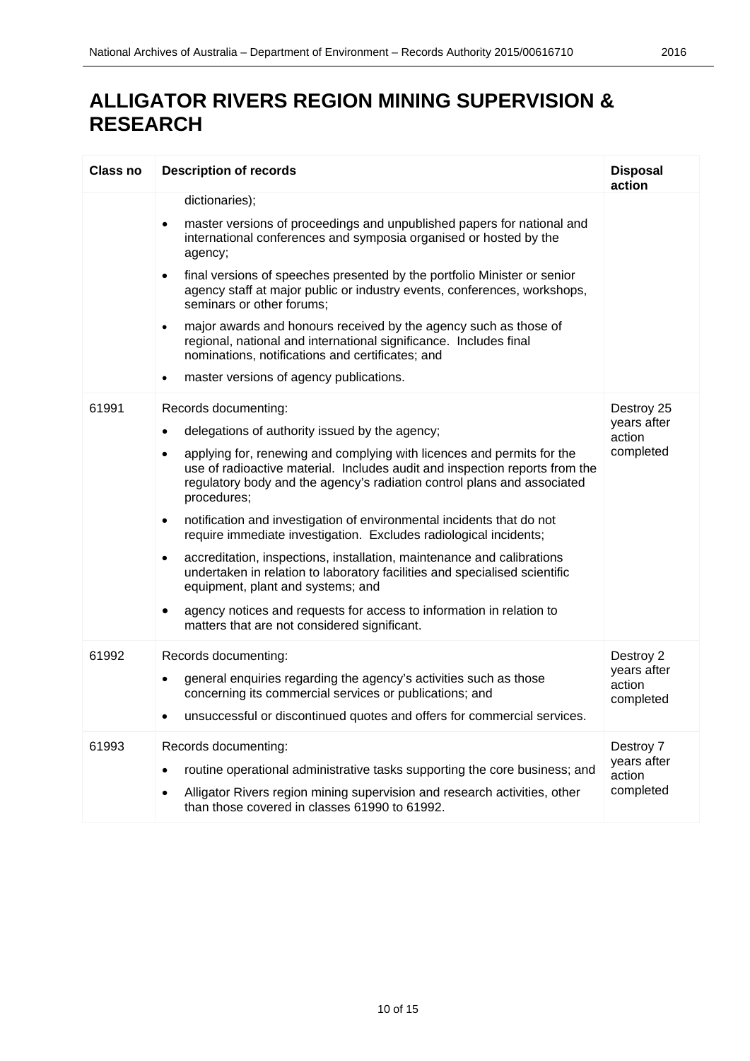# ALLIGATOR RIVERS REGION MINING SUPERVISION & RESEARCH

| Class no | Description of records | Disposal action |
|---|---|---|
| | dictionaries);<br>• master versions of proceedings and unpublished papers for national and international conferences and symposia organised or hosted by the agency;<br>• final versions of speeches presented by the portfolio Minister or senior agency staff at major public or industry events, conferences, workshops, seminars or other forums;<br>• major awards and honours received by the agency such as those of regional, national and international significance. Includes final nominations, notifications and certificates; and<br>• master versions of agency publications. | |
| 61991 | Records documenting:<br>• delegations of authority issued by the agency;<br>• applying for, renewing and complying with licences and permits for the use of radioactive material. Includes audit and inspection reports from the regulatory body and the agency's radiation control plans and associated procedures;<br>• notification and investigation of environmental incidents that do not require immediate investigation. Excludes radiological incidents;<br>• accreditation, inspections, installation, maintenance and calibrations undertaken in relation to laboratory facilities and specialised scientific equipment, plant and systems; and<br>• agency notices and requests for access to information in relation to matters that are not considered significant. | Destroy 25 years after action completed |
| 61992 | Records documenting:<br>• general enquiries regarding the agency's activities such as those concerning its commercial services or publications; and<br>• unsuccessful or discontinued quotes and offers for commercial services. | Destroy 2 years after action completed |
| 61993 | Records documenting:<br>• routine operational administrative tasks supporting the core business; and<br>• Alligator Rivers region mining supervision and research activities, other than those covered in classes 61990 to 61992. | Destroy 7 years after action completed |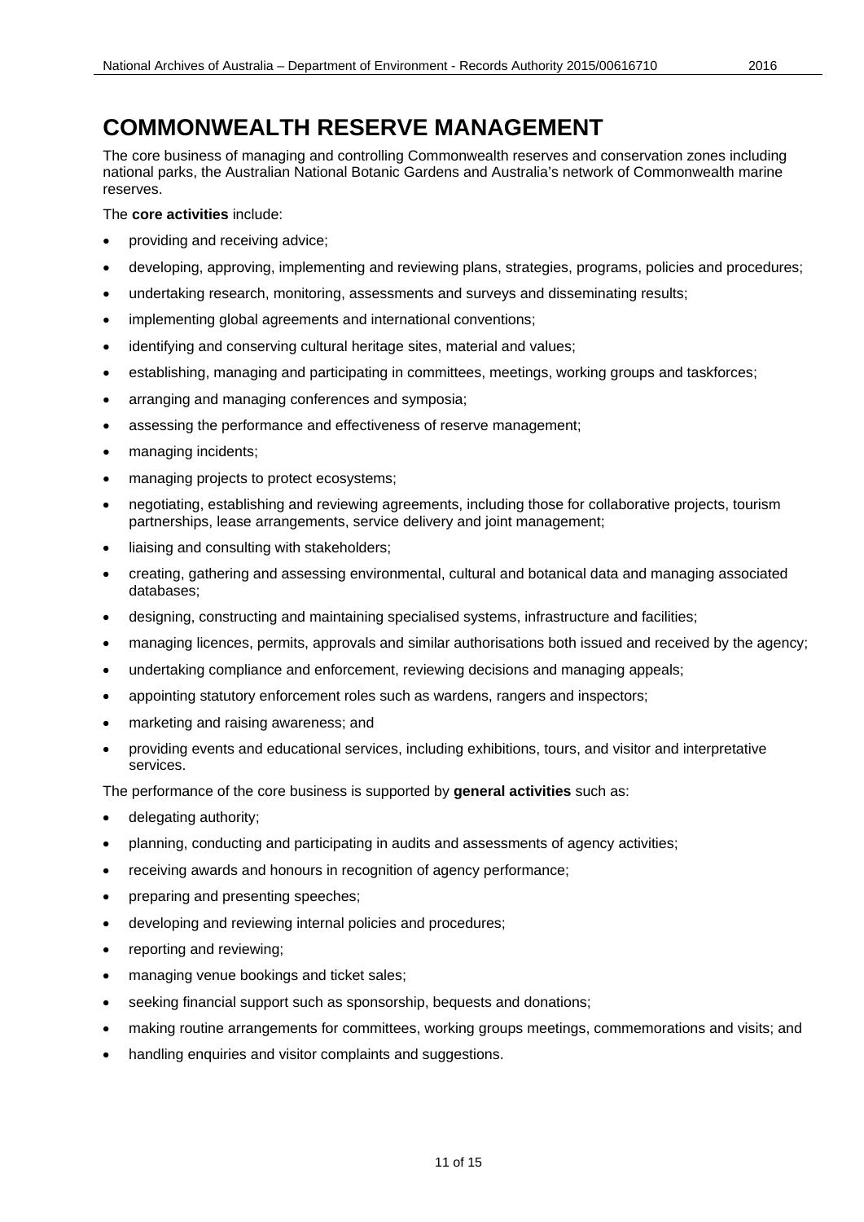# COMMONWEALTH RESERVE MANAGEMENT

The core business of managing and controlling Commonwealth reserves and conservation zones including national parks, the Australian National Botanic Gardens and Australia's network of Commonwealth marine reserves.

The **core activities** include:

- providing and receiving advice;
- developing, approving, implementing and reviewing plans, strategies, programs, policies and procedures;
- undertaking research, monitoring, assessments and surveys and disseminating results;
- implementing global agreements and international conventions;
- identifying and conserving cultural heritage sites, material and values;
- establishing, managing and participating in committees, meetings, working groups and taskforces;
- arranging and managing conferences and symposia;
- assessing the performance and effectiveness of reserve management;
- managing incidents;
- managing projects to protect ecosystems;
- negotiating, establishing and reviewing agreements, including those for collaborative projects, tourism partnerships, lease arrangements, service delivery and joint management;
- liaising and consulting with stakeholders;
- creating, gathering and assessing environmental, cultural and botanical data and managing associated databases;
- designing, constructing and maintaining specialised systems, infrastructure and facilities;
- managing licences, permits, approvals and similar authorisations both issued and received by the agency;
- undertaking compliance and enforcement, reviewing decisions and managing appeals;
- appointing statutory enforcement roles such as wardens, rangers and inspectors;
- marketing and raising awareness; and
- providing events and educational services, including exhibitions, tours, and visitor and interpretative services.

The performance of the core business is supported by **general activities** such as:

- delegating authority;
- planning, conducting and participating in audits and assessments of agency activities;
- receiving awards and honours in recognition of agency performance;
- preparing and presenting speeches;
- developing and reviewing internal policies and procedures;
- reporting and reviewing;
- managing venue bookings and ticket sales;
- seeking financial support such as sponsorship, bequests and donations;
- making routine arrangements for committees, working groups meetings, commemorations and visits; and
- handling enquiries and visitor complaints and suggestions.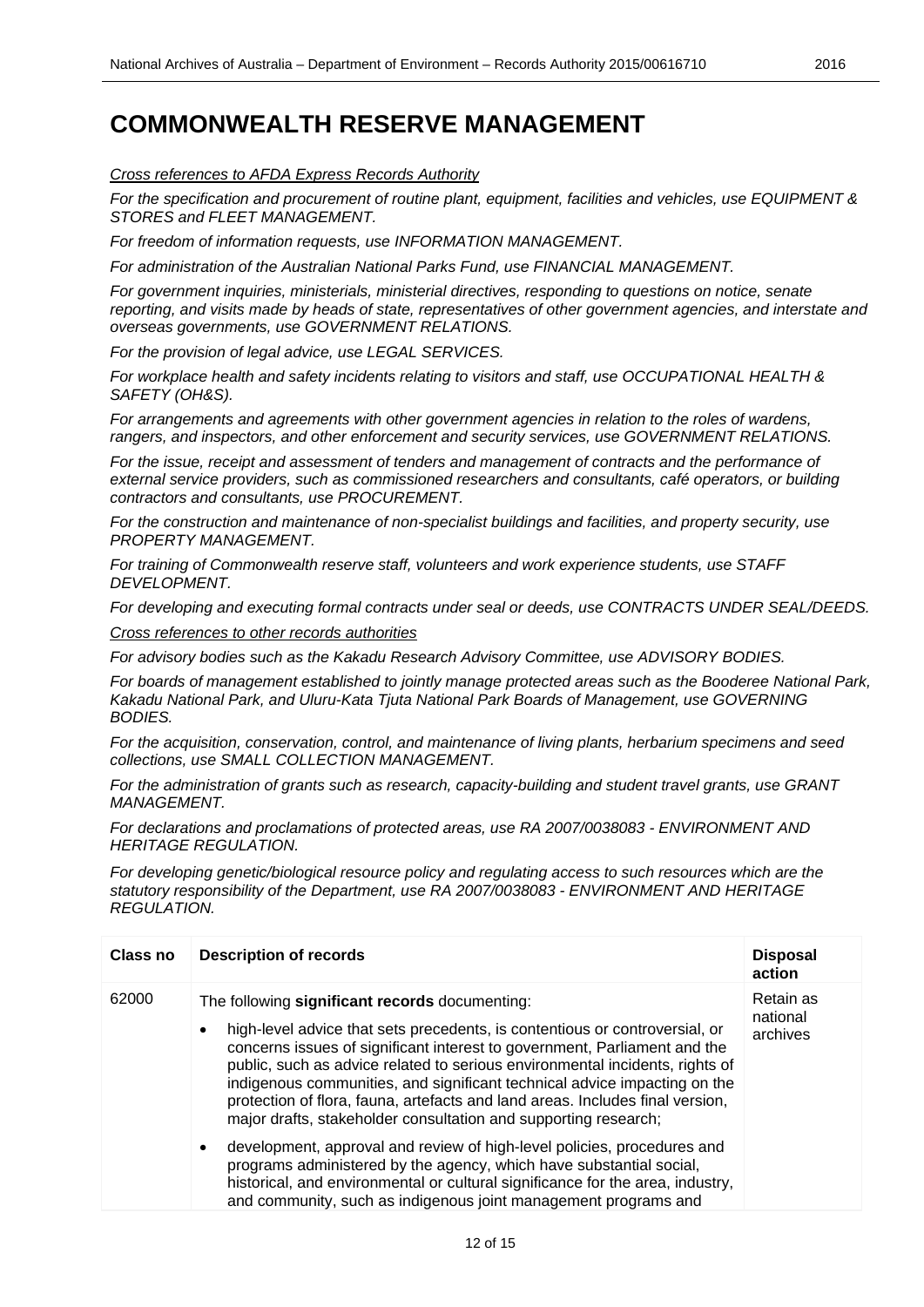# COMMONWEALTH RESERVE MANAGEMENT

*Cross references to AFDA Express Records Authority*

*For the specification and procurement of routine plant, equipment, facilities and vehicles, use EQUIPMENT & STORES and FLEET MANAGEMENT.*

*For freedom of information requests, use INFORMATION MANAGEMENT.*

*For administration of the Australian National Parks Fund, use FINANCIAL MANAGEMENT.*

*For government inquiries, ministerials, ministerial directives, responding to questions on notice, senate reporting, and visits made by heads of state, representatives of other government agencies, and interstate and overseas governments, use GOVERNMENT RELATIONS.*

*For the provision of legal advice, use LEGAL SERVICES.*

*For workplace health and safety incidents relating to visitors and staff, use OCCUPATIONAL HEALTH & SAFETY (OH&S).*

*For arrangements and agreements with other government agencies in relation to the roles of wardens, rangers, and inspectors, and other enforcement and security services, use GOVERNMENT RELATIONS.*

*For the issue, receipt and assessment of tenders and management of contracts and the performance of external service providers, such as commissioned researchers and consultants, café operators, or building contractors and consultants, use PROCUREMENT.*

*For the construction and maintenance of non-specialist buildings and facilities, and property security, use PROPERTY MANAGEMENT.*

*For training of Commonwealth reserve staff, volunteers and work experience students, use STAFF DEVELOPMENT.*

*For developing and executing formal contracts under seal or deeds, use CONTRACTS UNDER SEAL/DEEDS.*

*Cross references to other records authorities*

*For advisory bodies such as the Kakadu Research Advisory Committee, use ADVISORY BODIES.*

*For boards of management established to jointly manage protected areas such as the Booderee National Park, Kakadu National Park, and Uluru-Kata Tjuta National Park Boards of Management, use GOVERNING BODIES.*

*For the acquisition, conservation, control, and maintenance of living plants, herbarium specimens and seed collections, use SMALL COLLECTION MANAGEMENT.*

*For the administration of grants such as research, capacity-building and student travel grants, use GRANT MANAGEMENT.*

*For declarations and proclamations of protected areas, use RA 2007/0038083 - ENVIRONMENT AND HERITAGE REGULATION.*

*For developing genetic/biological resource policy and regulating access to such resources which are the statutory responsibility of the Department, use RA 2007/0038083 - ENVIRONMENT AND HERITAGE REGULATION.*

| Class no | Description of records | Disposal action |
|---|---|---|
| 62000 | The following **significant records** documenting:<br><br>• high-level advice that sets precedents, is contentious or controversial, or concerns issues of significant interest to government, Parliament and the public, such as advice related to serious environmental incidents, rights of indigenous communities, and significant technical advice impacting on the protection of flora, fauna, artefacts and land areas. Includes final version, major drafts, stakeholder consultation and supporting research;<br><br>• development, approval and review of high-level policies, procedures and programs administered by the agency, which have substantial social, historical, and environmental or cultural significance for the area, industry, and community, such as indigenous joint management programs and | Retain as national archives |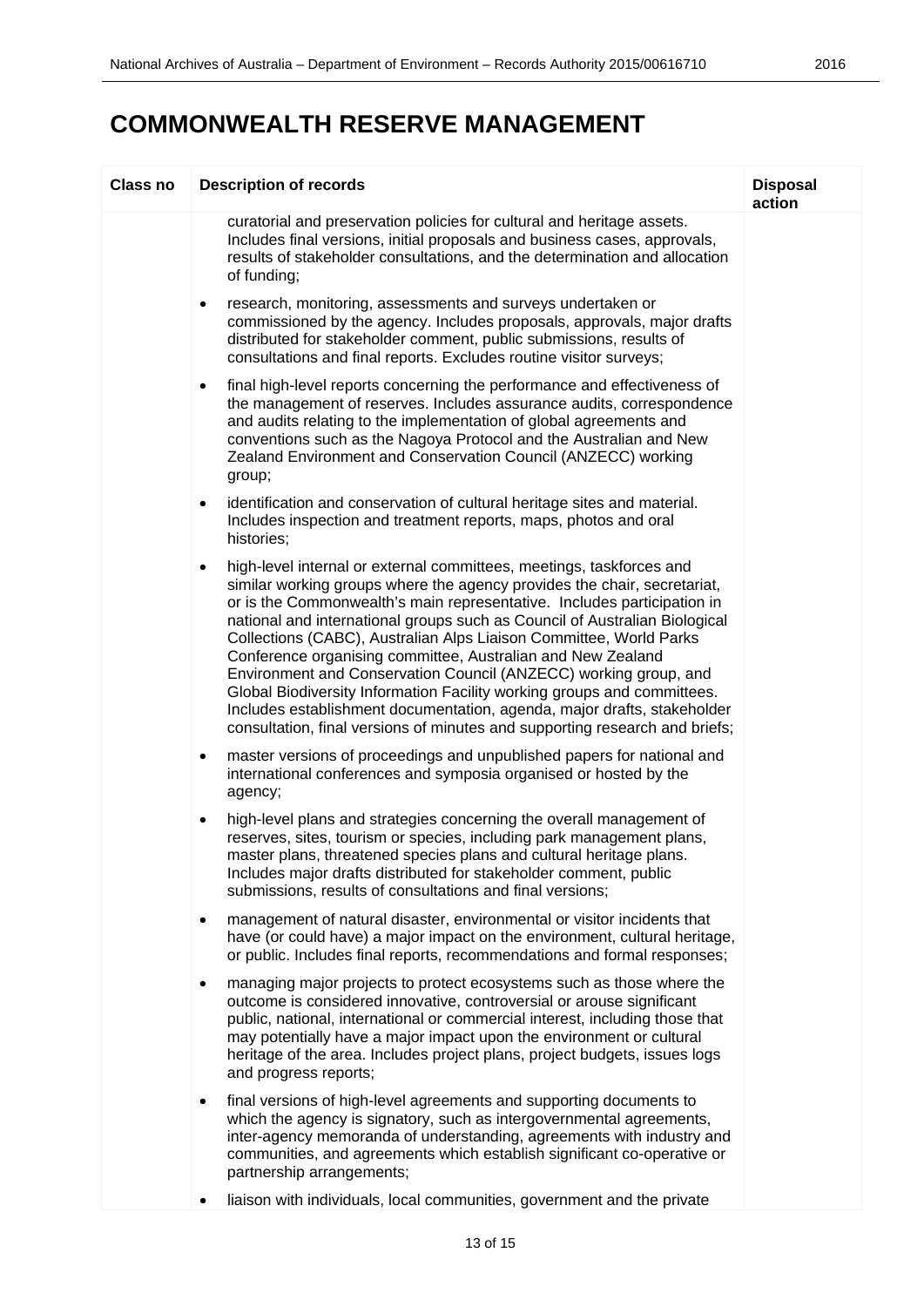# COMMONWEALTH RESERVE MANAGEMENT

| Class no | Description of records | Disposal action |
|---|---|---|
| | curatorial and preservation policies for cultural and heritage assets. Includes final versions, initial proposals and business cases, approvals, results of stakeholder consultations, and the determination and allocation of funding;<br><br>• research, monitoring, assessments and surveys undertaken or commissioned by the agency. Includes proposals, approvals, major drafts distributed for stakeholder comment, public submissions, results of consultations and final reports. Excludes routine visitor surveys;<br><br>• final high-level reports concerning the performance and effectiveness of the management of reserves. Includes assurance audits, correspondence and audits relating to the implementation of global agreements and conventions such as the Nagoya Protocol and the Australian and New Zealand Environment and Conservation Council (ANZECC) working group;<br><br>• identification and conservation of cultural heritage sites and material. Includes inspection and treatment reports, maps, photos and oral histories;<br><br>• high-level internal or external committees, meetings, taskforces and similar working groups where the agency provides the chair, secretariat, or is the Commonwealth's main representative. Includes participation in national and international groups such as Council of Australian Biological Collections (CABC), Australian Alps Liaison Committee, World Parks Conference organising committee, Australian and New Zealand Environment and Conservation Council (ANZECC) working group, and Global Biodiversity Information Facility working groups and committees. Includes establishment documentation, agenda, major drafts, stakeholder consultation, final versions of minutes and supporting research and briefs;<br><br>• master versions of proceedings and unpublished papers for national and international conferences and symposia organised or hosted by the agency;<br><br>• high-level plans and strategies concerning the overall management of reserves, sites, tourism or species, including park management plans, master plans, threatened species plans and cultural heritage plans. Includes major drafts distributed for stakeholder comment, public submissions, results of consultations and final versions;<br><br>• management of natural disaster, environmental or visitor incidents that have (or could have) a major impact on the environment, cultural heritage, or public. Includes final reports, recommendations and formal responses;<br><br>• managing major projects to protect ecosystems such as those where the outcome is considered innovative, controversial or arouse significant public, national, international or commercial interest, including those that may potentially have a major impact upon the environment or cultural heritage of the area. Includes project plans, project budgets, issues logs and progress reports;<br><br>• final versions of high-level agreements and supporting documents to which the agency is signatory, such as intergovernmental agreements, inter-agency memoranda of understanding, agreements with industry and communities, and agreements which establish significant co-operative or partnership arrangements;<br><br>• liaison with individuals, local communities, government and the private | |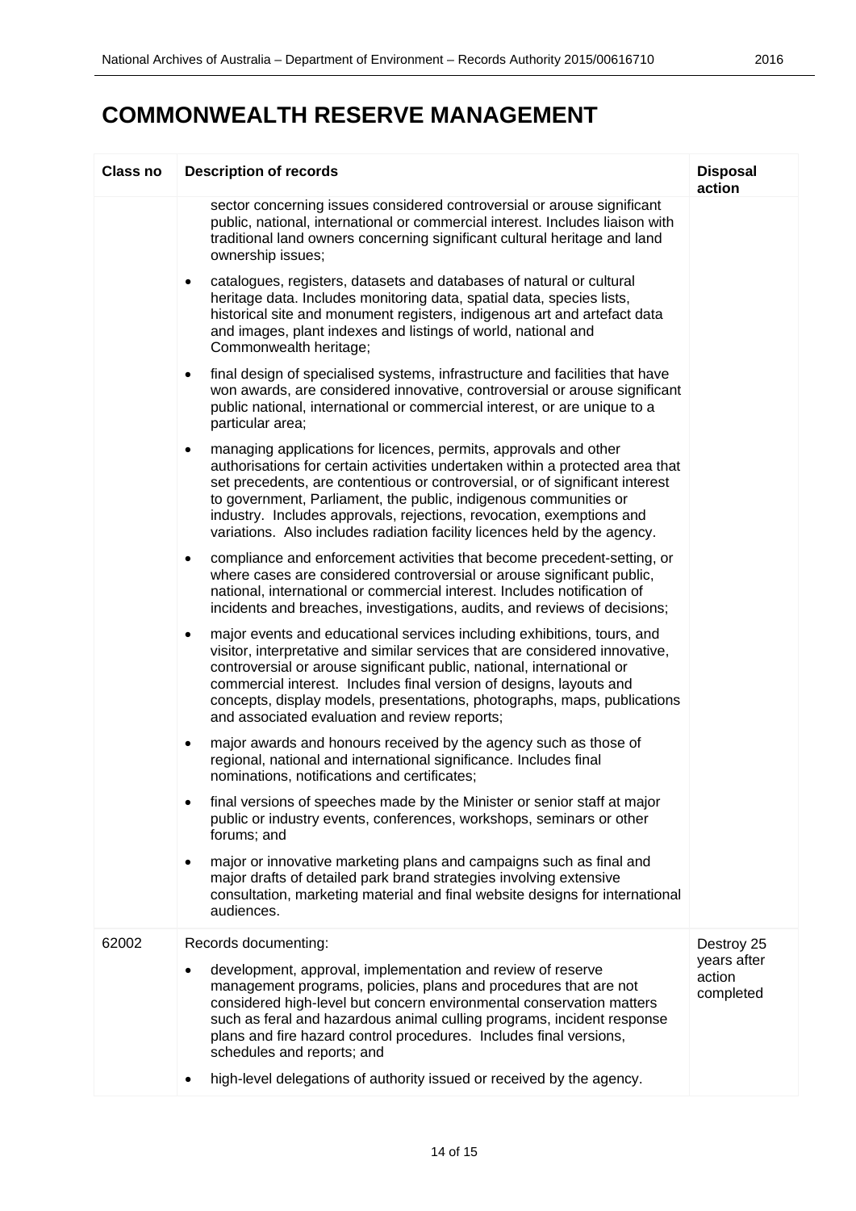# COMMONWEALTH RESERVE MANAGEMENT

| Class no | Description of records | Disposal action |
|---|---|---|
| | sector concerning issues considered controversial or arouse significant public, national, international or commercial interest. Includes liaison with traditional land owners concerning significant cultural heritage and land ownership issues;<br><br>• catalogues, registers, datasets and databases of natural or cultural heritage data. Includes monitoring data, spatial data, species lists, historical site and monument registers, indigenous art and artefact data and images, plant indexes and listings of world, national and Commonwealth heritage;<br><br>• final design of specialised systems, infrastructure and facilities that have won awards, are considered innovative, controversial or arouse significant public national, international or commercial interest, or are unique to a particular area;<br><br>• managing applications for licences, permits, approvals and other authorisations for certain activities undertaken within a protected area that set precedents, are contentious or controversial, or of significant interest to government, Parliament, the public, indigenous communities or industry. Includes approvals, rejections, revocation, exemptions and variations. Also includes radiation facility licences held by the agency.<br><br>• compliance and enforcement activities that become precedent-setting, or where cases are considered controversial or arouse significant public, national, international or commercial interest. Includes notification of incidents and breaches, investigations, audits, and reviews of decisions;<br><br>• major events and educational services including exhibitions, tours, and visitor, interpretative and similar services that are considered innovative, controversial or arouse significant public, national, international or commercial interest. Includes final version of designs, layouts and concepts, display models, presentations, photographs, maps, publications and associated evaluation and review reports;<br><br>• major awards and honours received by the agency such as those of regional, national and international significance. Includes final nominations, notifications and certificates;<br><br>• final versions of speeches made by the Minister or senior staff at major public or industry events, conferences, workshops, seminars or other forums; and<br><br>• major or innovative marketing plans and campaigns such as final and major drafts of detailed park brand strategies involving extensive consultation, marketing material and final website designs for international audiences. | |
| 62002 | Records documenting:<br><br>• development, approval, implementation and review of reserve management programs, policies, plans and procedures that are not considered high-level but concern environmental conservation matters such as feral and hazardous animal culling programs, incident response plans and fire hazard control procedures. Includes final versions, schedules and reports; and<br><br>• high-level delegations of authority issued or received by the agency. | Destroy 25 years after action completed |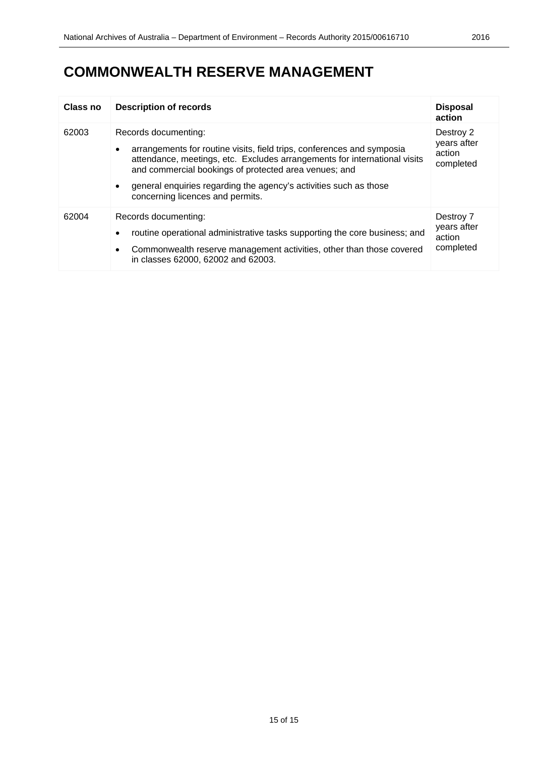# COMMONWEALTH RESERVE MANAGEMENT

| Class no | Description of records | Disposal action |
|---|---|---|
| 62003 | Records documenting:<br>• arrangements for routine visits, field trips, conferences and symposia attendance, meetings, etc. Excludes arrangements for international visits and commercial bookings of protected area venues; and<br>• general enquiries regarding the agency's activities such as those concerning licences and permits. | Destroy 2 years after action completed |
| 62004 | Records documenting:<br>• routine operational administrative tasks supporting the core business; and<br>• Commonwealth reserve management activities, other than those covered in classes 62000, 62002 and 62003. | Destroy 7 years after action completed |